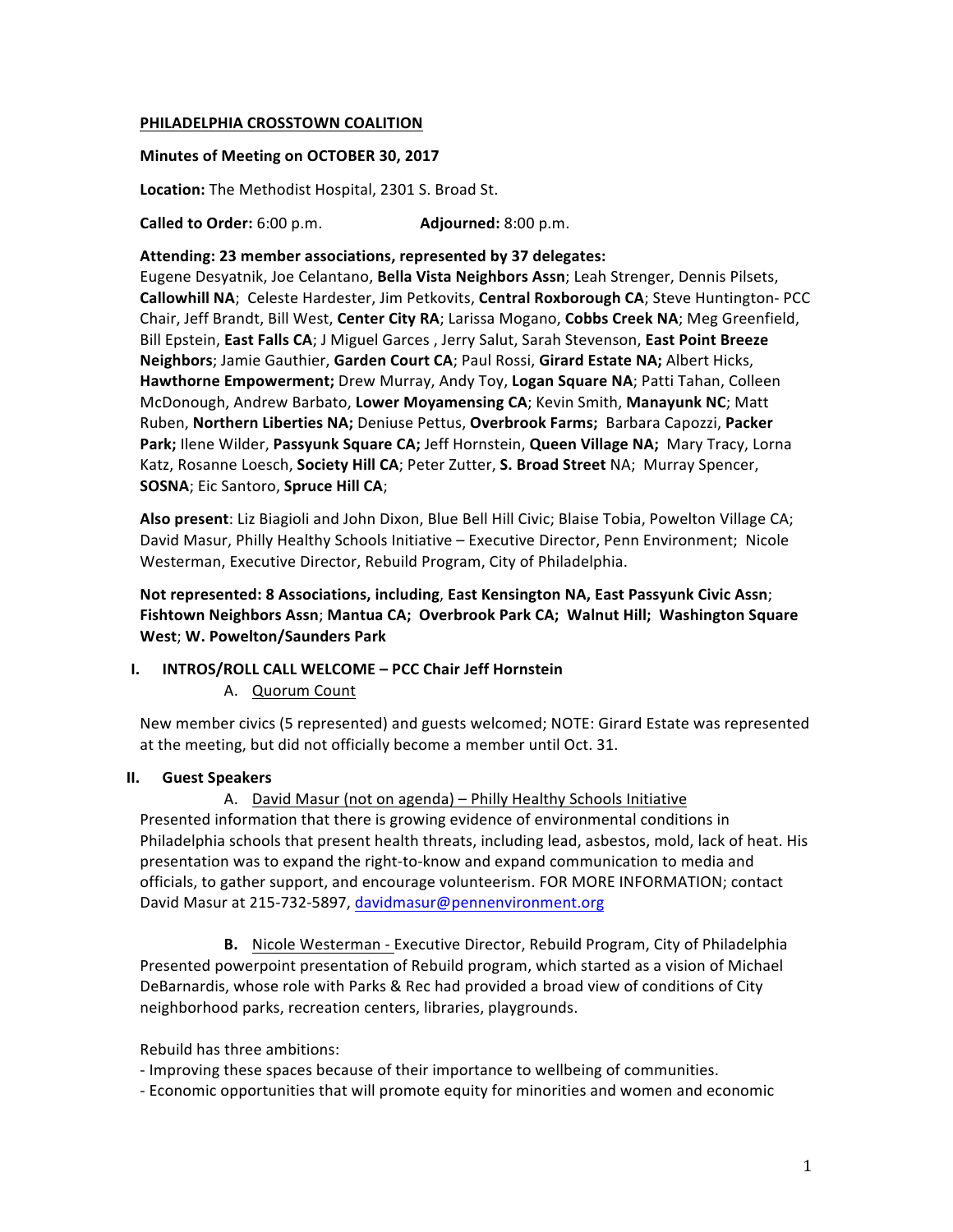**PHILADELPHIA CROSSTOWN COALITION**

**Minutes of Meeting on OCTOBER 30, 2017**

**Location:** The Methodist Hospital, 2301 S. Broad St.

**Called to Order:** 6:00 p.m. **Adjourned:** 8:00 p.m.

**Attending: 23 member associations, represented by 37 delegates:**
Eugene Desyatnik, Joe Celantano, **Bella Vista Neighbors Assn**; Leah Strenger, Dennis Pilsets, **Callowhill NA**; Celeste Hardester, Jim Petkovits, **Central Roxborough CA**; Steve Huntington- PCC Chair, Jeff Brandt, Bill West, **Center City RA**; Larissa Mogano, **Cobbs Creek NA**; Meg Greenfield, Bill Epstein, **East Falls CA**; J Miguel Garces , Jerry Salut, Sarah Stevenson, **East Point Breeze Neighbors**; Jamie Gauthier, **Garden Court CA**; Paul Rossi, **Girard Estate NA;** Albert Hicks, **Hawthorne Empowerment;** Drew Murray, Andy Toy, **Logan Square NA**; Patti Tahan, Colleen McDonough, Andrew Barbato, **Lower Moyamensing CA**; Kevin Smith, **Manayunk NC**; Matt Ruben, **Northern Liberties NA;** Deniuse Pettus, **Overbrook Farms;** Barbara Capozzi, **Packer Park;** Ilene Wilder, **Passyunk Square CA;** Jeff Hornstein, **Queen Village NA;** Mary Tracy, Lorna Katz, Rosanne Loesch, **Society Hill CA**; Peter Zutter, **S. Broad Street** NA; Murray Spencer, **SOSNA**; Eic Santoro, **Spruce Hill CA**;

**Also present**: Liz Biagioli and John Dixon, Blue Bell Hill Civic; Blaise Tobia, Powelton Village CA; David Masur, Philly Healthy Schools Initiative – Executive Director, Penn Environment; Nicole Westerman, Executive Director, Rebuild Program, City of Philadelphia.

**Not represented: 8 Associations, including**, **East Kensington NA, East Passyunk Civic Assn**; **Fishtown Neighbors Assn**; **Mantua CA; Overbrook Park CA; Walnut Hill; Washington Square West**; **W. Powelton/Saunders Park**

## I. INTROS/ROLL CALL WELCOME – PCC Chair Jeff Hornstein

A. Quorum Count

New member civics (5 represented) and guests welcomed; NOTE: Girard Estate was represented at the meeting, but did not officially become a member until Oct. 31.

## II. Guest Speakers

A. David Masur (not on agenda) – Philly Healthy Schools Initiative

Presented information that there is growing evidence of environmental conditions in Philadelphia schools that present health threats, including lead, asbestos, mold, lack of heat. His presentation was to expand the right-to-know and expand communication to media and officials, to gather support, and encourage volunteerism. FOR MORE INFORMATION; contact David Masur at 215-732-5897, davidmasur@pennenvironment.org

**B.** Nicole Westerman - Executive Director, Rebuild Program, City of Philadelphia

Presented powerpoint presentation of Rebuild program, which started as a vision of Michael DeBarnardis, whose role with Parks & Rec had provided a broad view of conditions of City neighborhood parks, recreation centers, libraries, playgrounds.

Rebuild has three ambitions:

- Improving these spaces because of their importance to wellbeing of communities.
- Economic opportunities that will promote equity for minorities and women and economic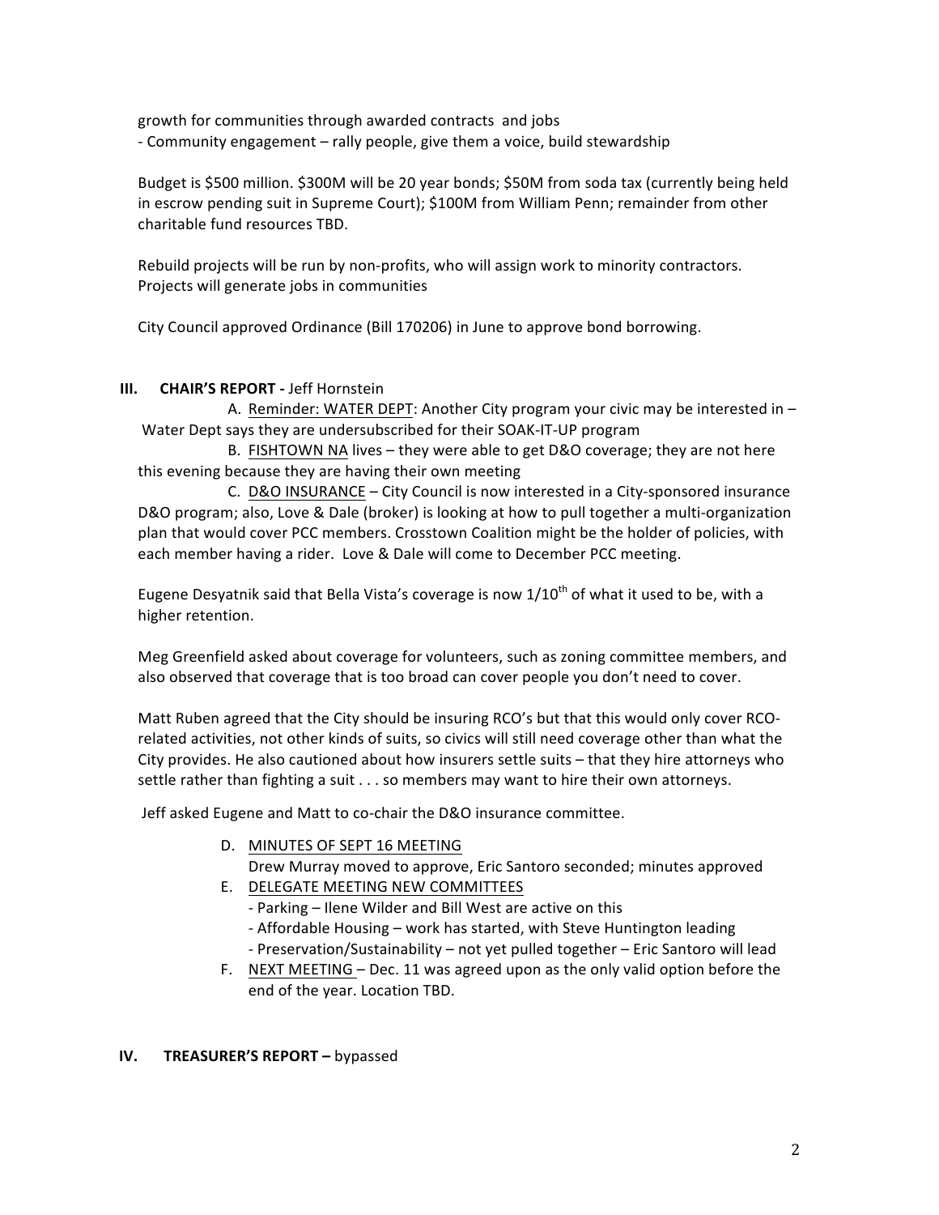growth for communities through awarded contracts and jobs
- Community engagement – rally people, give them a voice, build stewardship

Budget is $500 million. $300M will be 20 year bonds; $50M from soda tax (currently being held in escrow pending suit in Supreme Court); $100M from William Penn; remainder from other charitable fund resources TBD.

Rebuild projects will be run by non-profits, who will assign work to minority contractors. Projects will generate jobs in communities

City Council approved Ordinance (Bill 170206) in June to approve bond borrowing.

## III. CHAIR'S REPORT - Jeff Hornstein

A. Reminder: WATER DEPT: Another City program your civic may be interested in – Water Dept says they are undersubscribed for their SOAK-IT-UP program

B. FISHTOWN NA lives – they were able to get D&O coverage; they are not here this evening because they are having their own meeting

C. D&O INSURANCE – City Council is now interested in a City-sponsored insurance D&O program; also, Love & Dale (broker) is looking at how to pull together a multi-organization plan that would cover PCC members. Crosstown Coalition might be the holder of policies, with each member having a rider. Love & Dale will come to December PCC meeting.

Eugene Desyatnik said that Bella Vista's coverage is now 1/10th of what it used to be, with a higher retention.

Meg Greenfield asked about coverage for volunteers, such as zoning committee members, and also observed that coverage that is too broad can cover people you don't need to cover.

Matt Ruben agreed that the City should be insuring RCO's but that this would only cover RCO-related activities, not other kinds of suits, so civics will still need coverage other than what the City provides. He also cautioned about how insurers settle suits – that they hire attorneys who settle rather than fighting a suit . . . so members may want to hire their own attorneys.

Jeff asked Eugene and Matt to co-chair the D&O insurance committee.

D. MINUTES OF SEPT 16 MEETING
   Drew Murray moved to approve, Eric Santoro seconded; minutes approved

E. DELEGATE MEETING NEW COMMITTEES
   - Parking – Ilene Wilder and Bill West are active on this
   - Affordable Housing – work has started, with Steve Huntington leading
   - Preservation/Sustainability – not yet pulled together – Eric Santoro will lead

F. NEXT MEETING – Dec. 11 was agreed upon as the only valid option before the end of the year. Location TBD.

## IV. TREASURER'S REPORT – bypassed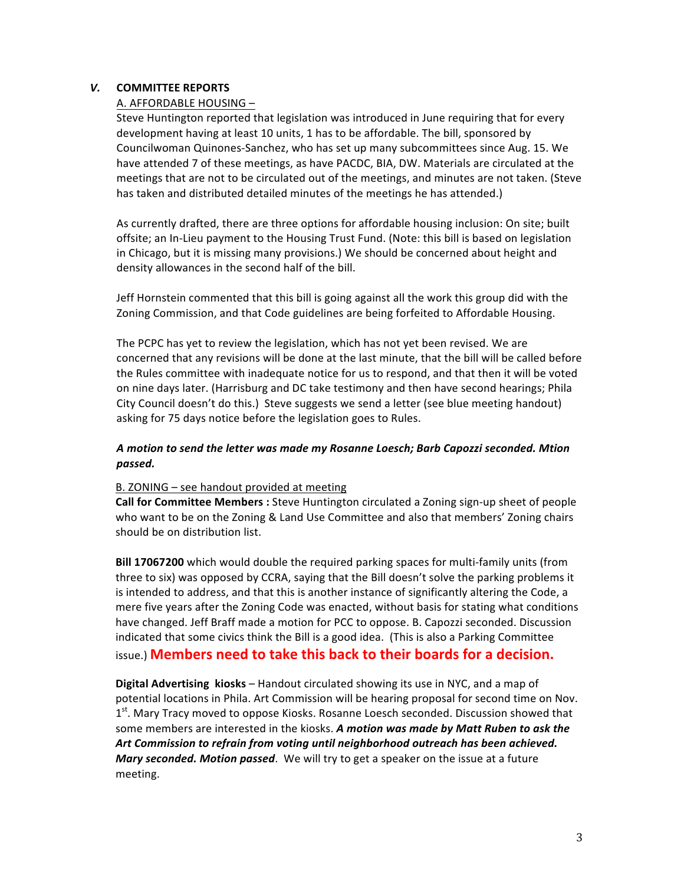## *V.* COMMITTEE REPORTS

A. AFFORDABLE HOUSING –

Steve Huntington reported that legislation was introduced in June requiring that for every development having at least 10 units, 1 has to be affordable. The bill, sponsored by Councilwoman Quinones-Sanchez, who has set up many subcommittees since Aug. 15. We have attended 7 of these meetings, as have PACDC, BIA, DW. Materials are circulated at the meetings that are not to be circulated out of the meetings, and minutes are not taken. (Steve has taken and distributed detailed minutes of the meetings he has attended.)

As currently drafted, there are three options for affordable housing inclusion: On site; built offsite; an In-Lieu payment to the Housing Trust Fund. (Note: this bill is based on legislation in Chicago, but it is missing many provisions.) We should be concerned about height and density allowances in the second half of the bill.

Jeff Hornstein commented that this bill is going against all the work this group did with the Zoning Commission, and that Code guidelines are being forfeited to Affordable Housing.

The PCPC has yet to review the legislation, which has not yet been revised. We are concerned that any revisions will be done at the last minute, that the bill will be called before the Rules committee with inadequate notice for us to respond, and that then it will be voted on nine days later. (Harrisburg and DC take testimony and then have second hearings; Phila City Council doesn't do this.) Steve suggests we send a letter (see blue meeting handout) asking for 75 days notice before the legislation goes to Rules.

***A motion to send the letter was made my Rosanne Loesch; Barb Capozzi seconded. Mtion passed.***

B. ZONING – see handout provided at meeting

**Call for Committee Members :** Steve Huntington circulated a Zoning sign-up sheet of people who want to be on the Zoning & Land Use Committee and also that members' Zoning chairs should be on distribution list.

**Bill 17067200** which would double the required parking spaces for multi-family units (from three to six) was opposed by CCRA, saying that the Bill doesn't solve the parking problems it is intended to address, and that this is another instance of significantly altering the Code, a mere five years after the Zoning Code was enacted, without basis for stating what conditions have changed. Jeff Braff made a motion for PCC to oppose. B. Capozzi seconded. Discussion indicated that some civics think the Bill is a good idea. (This is also a Parking Committee issue.) **Members need to take this back to their boards for a decision.**

**Digital Advertising kiosks** – Handout circulated showing its use in NYC, and a map of potential locations in Phila. Art Commission will be hearing proposal for second time on Nov. 1st. Mary Tracy moved to oppose Kiosks. Rosanne Loesch seconded. Discussion showed that some members are interested in the kiosks. ***A motion was made by Matt Ruben to ask the Art Commission to refrain from voting until neighborhood outreach has been achieved. Mary seconded. Motion passed***. We will try to get a speaker on the issue at a future meeting.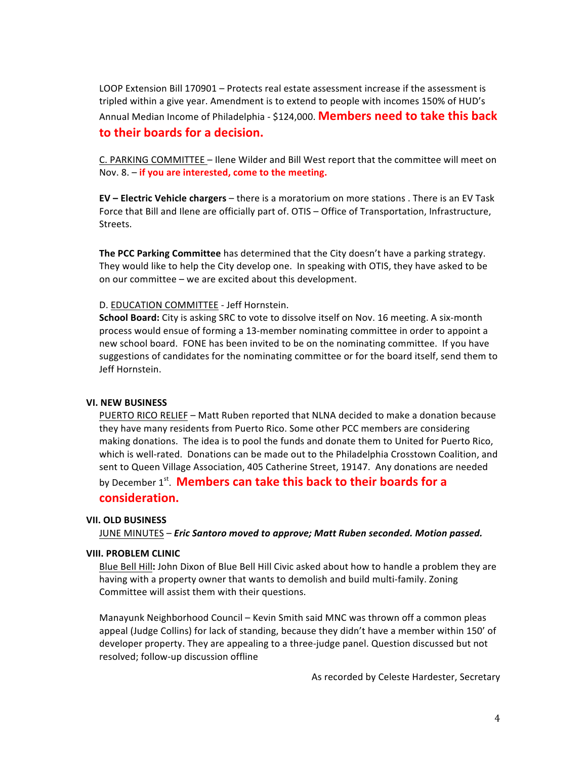LOOP Extension Bill 170901 – Protects real estate assessment increase if the assessment is tripled within a give year. Amendment is to extend to people with incomes 150% of HUD's Annual Median Income of Philadelphia - $124,000. **Members need to take this back to their boards for a decision.**

C. PARKING COMMITTEE – Ilene Wilder and Bill West report that the committee will meet on Nov. 8. – **if you are interested, come to the meeting.**

**EV – Electric Vehicle chargers** – there is a moratorium on more stations . There is an EV Task Force that Bill and Ilene are officially part of. OTIS – Office of Transportation, Infrastructure, Streets.

**The PCC Parking Committee** has determined that the City doesn't have a parking strategy. They would like to help the City develop one. In speaking with OTIS, they have asked to be on our committee – we are excited about this development.

D. EDUCATION COMMITTEE - Jeff Hornstein.
**School Board:** City is asking SRC to vote to dissolve itself on Nov. 16 meeting. A six-month process would ensue of forming a 13-member nominating committee in order to appoint a new school board. FONE has been invited to be on the nominating committee. If you have suggestions of candidates for the nominating committee or for the board itself, send them to Jeff Hornstein.

**VI. NEW BUSINESS**

PUERTO RICO RELIEF – Matt Ruben reported that NLNA decided to make a donation because they have many residents from Puerto Rico. Some other PCC members are considering making donations. The idea is to pool the funds and donate them to United for Puerto Rico, which is well-rated. Donations can be made out to the Philadelphia Crosstown Coalition, and sent to Queen Village Association, 405 Catherine Street, 19147. Any donations are needed by December 1st. **Members can take this back to their boards for a consideration.**

**VII. OLD BUSINESS**

JUNE MINUTES – ***Eric Santoro moved to approve; Matt Ruben seconded. Motion passed.***

**VIII. PROBLEM CLINIC**

Blue Bell Hill**:** John Dixon of Blue Bell Hill Civic asked about how to handle a problem they are having with a property owner that wants to demolish and build multi-family. Zoning Committee will assist them with their questions.

Manayunk Neighborhood Council – Kevin Smith said MNC was thrown off a common pleas appeal (Judge Collins) for lack of standing, because they didn't have a member within 150' of developer property. They are appealing to a three-judge panel. Question discussed but not resolved; follow-up discussion offline

As recorded by Celeste Hardester, Secretary